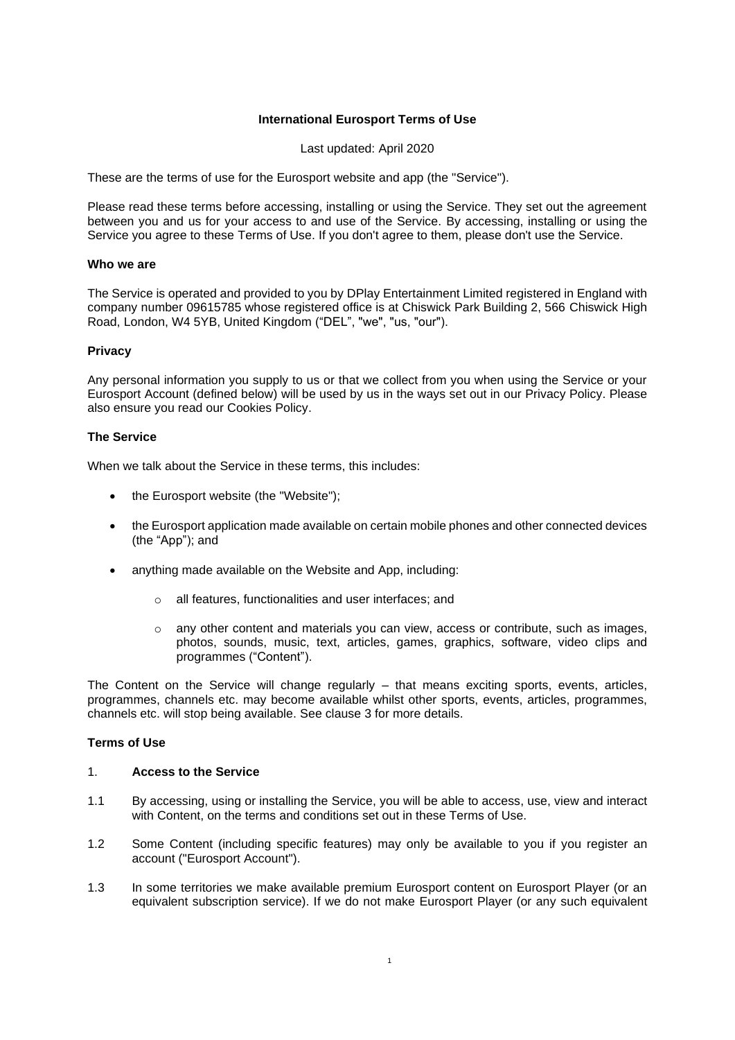# International Eurosport Terms of Use

Last updated: April 2020

These are the terms of use for the Eurosport website and app (the "Service").

Please read these terms before accessing, installing or using the Service. They set out the agreement between you and us for your access to and use of the Service. By accessing, installing or using the Service you agree to these Terms of Use. If you don't agree to them, please don't use the Service.

**Who we are**

The Service is operated and provided to you by DPlay Entertainment Limited registered in England with company number 09615785 whose registered office is at Chiswick Park Building 2, 566 Chiswick High Road, London, W4 5YB, United Kingdom ("DEL", "we", "us, "our").

**Privacy**

Any personal information you supply to us or that we collect from you when using the Service or your Eurosport Account (defined below) will be used by us in the ways set out in our Privacy Policy. Please also ensure you read our Cookies Policy.

**The Service**

When we talk about the Service in these terms, this includes:

- the Eurosport website (the "Website");
- the Eurosport application made available on certain mobile phones and other connected devices (the "App"); and
- anything made available on the Website and App, including:
  - all features, functionalities and user interfaces; and
  - any other content and materials you can view, access or contribute, such as images, photos, sounds, music, text, articles, games, graphics, software, video clips and programmes ("Content").

The Content on the Service will change regularly – that means exciting sports, events, articles, programmes, channels etc. may become available whilst other sports, events, articles, programmes, channels etc. will stop being available. See clause 3 for more details.

**Terms of Use**

1. **Access to the Service**

1.1 By accessing, using or installing the Service, you will be able to access, use, view and interact with Content, on the terms and conditions set out in these Terms of Use.

1.2 Some Content (including specific features) may only be available to you if you register an account ("Eurosport Account").

1.3 In some territories we make available premium Eurosport content on Eurosport Player (or an equivalent subscription service). If we do not make Eurosport Player (or any such equivalent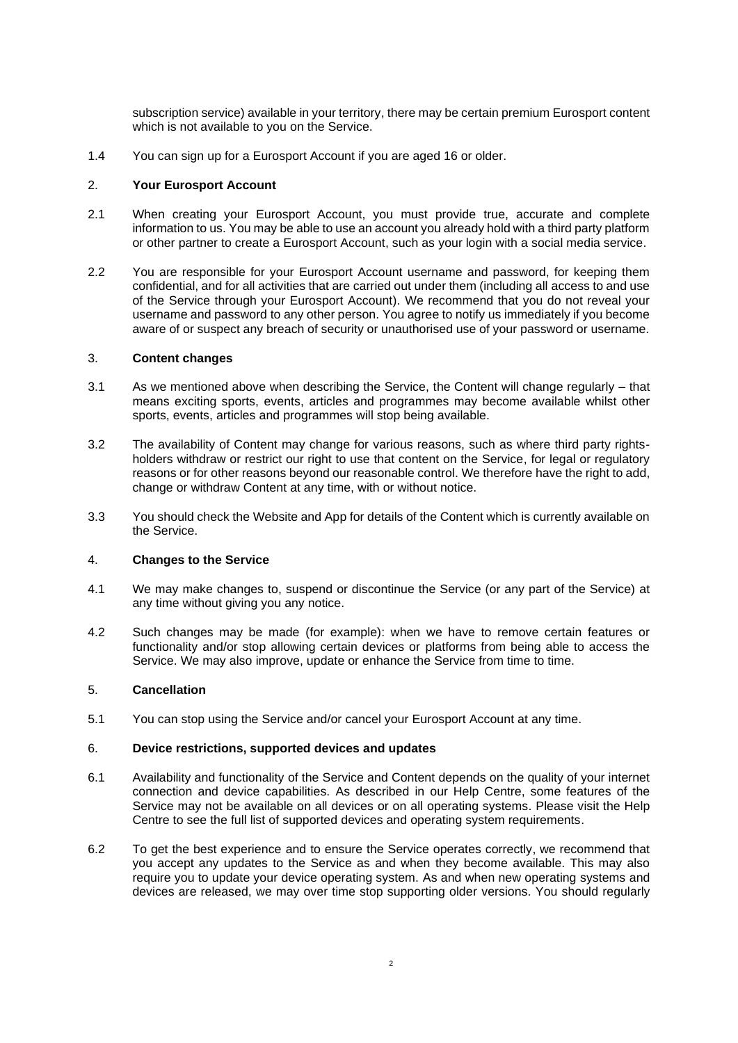subscription service) available in your territory, there may be certain premium Eurosport content which is not available to you on the Service.

1.4 You can sign up for a Eurosport Account if you are aged 16 or older.

## 2. **Your Eurosport Account**

2.1 When creating your Eurosport Account, you must provide true, accurate and complete information to us. You may be able to use an account you already hold with a third party platform or other partner to create a Eurosport Account, such as your login with a social media service.

2.2 You are responsible for your Eurosport Account username and password, for keeping them confidential, and for all activities that are carried out under them (including all access to and use of the Service through your Eurosport Account). We recommend that you do not reveal your username and password to any other person. You agree to notify us immediately if you become aware of or suspect any breach of security or unauthorised use of your password or username.

## 3. **Content changes**

3.1 As we mentioned above when describing the Service, the Content will change regularly – that means exciting sports, events, articles and programmes may become available whilst other sports, events, articles and programmes will stop being available.

3.2 The availability of Content may change for various reasons, such as where third party rights-holders withdraw or restrict our right to use that content on the Service, for legal or regulatory reasons or for other reasons beyond our reasonable control. We therefore have the right to add, change or withdraw Content at any time, with or without notice.

3.3 You should check the Website and App for details of the Content which is currently available on the Service.

## 4. **Changes to the Service**

4.1 We may make changes to, suspend or discontinue the Service (or any part of the Service) at any time without giving you any notice.

4.2 Such changes may be made (for example): when we have to remove certain features or functionality and/or stop allowing certain devices or platforms from being able to access the Service. We may also improve, update or enhance the Service from time to time.

## 5. **Cancellation**

5.1 You can stop using the Service and/or cancel your Eurosport Account at any time.

## 6. **Device restrictions, supported devices and updates**

6.1 Availability and functionality of the Service and Content depends on the quality of your internet connection and device capabilities. As described in our Help Centre, some features of the Service may not be available on all devices or on all operating systems. Please visit the Help Centre to see the full list of supported devices and operating system requirements.

6.2 To get the best experience and to ensure the Service operates correctly, we recommend that you accept any updates to the Service as and when they become available. This may also require you to update your device operating system. As and when new operating systems and devices are released, we may over time stop supporting older versions. You should regularly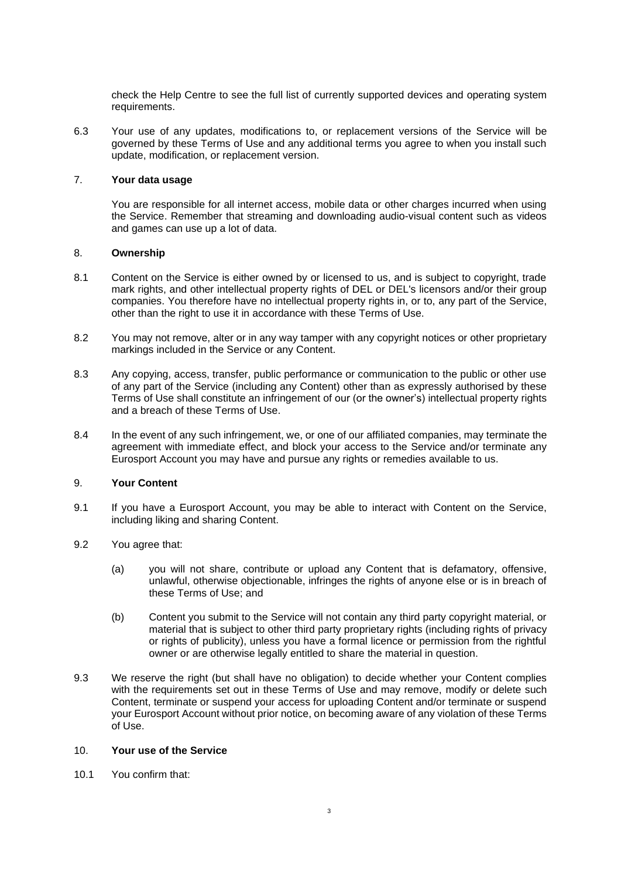check the Help Centre to see the full list of currently supported devices and operating system requirements.

6.3 Your use of any updates, modifications to, or replacement versions of the Service will be governed by these Terms of Use and any additional terms you agree to when you install such update, modification, or replacement version.

## 7. **Your data usage**

You are responsible for all internet access, mobile data or other charges incurred when using the Service. Remember that streaming and downloading audio-visual content such as videos and games can use up a lot of data.

## 8. **Ownership**

8.1 Content on the Service is either owned by or licensed to us, and is subject to copyright, trade mark rights, and other intellectual property rights of DEL or DEL's licensors and/or their group companies. You therefore have no intellectual property rights in, or to, any part of the Service, other than the right to use it in accordance with these Terms of Use.

8.2 You may not remove, alter or in any way tamper with any copyright notices or other proprietary markings included in the Service or any Content.

8.3 Any copying, access, transfer, public performance or communication to the public or other use of any part of the Service (including any Content) other than as expressly authorised by these Terms of Use shall constitute an infringement of our (or the owner's) intellectual property rights and a breach of these Terms of Use.

8.4 In the event of any such infringement, we, or one of our affiliated companies, may terminate the agreement with immediate effect, and block your access to the Service and/or terminate any Eurosport Account you may have and pursue any rights or remedies available to us.

## 9. **Your Content**

9.1 If you have a Eurosport Account, you may be able to interact with Content on the Service, including liking and sharing Content.

9.2 You agree that:

(a) you will not share, contribute or upload any Content that is defamatory, offensive, unlawful, otherwise objectionable, infringes the rights of anyone else or is in breach of these Terms of Use; and

(b) Content you submit to the Service will not contain any third party copyright material, or material that is subject to other third party proprietary rights (including rights of privacy or rights of publicity), unless you have a formal licence or permission from the rightful owner or are otherwise legally entitled to share the material in question.

9.3 We reserve the right (but shall have no obligation) to decide whether your Content complies with the requirements set out in these Terms of Use and may remove, modify or delete such Content, terminate or suspend your access for uploading Content and/or terminate or suspend your Eurosport Account without prior notice, on becoming aware of any violation of these Terms of Use.

## 10. **Your use of the Service**

10.1 You confirm that: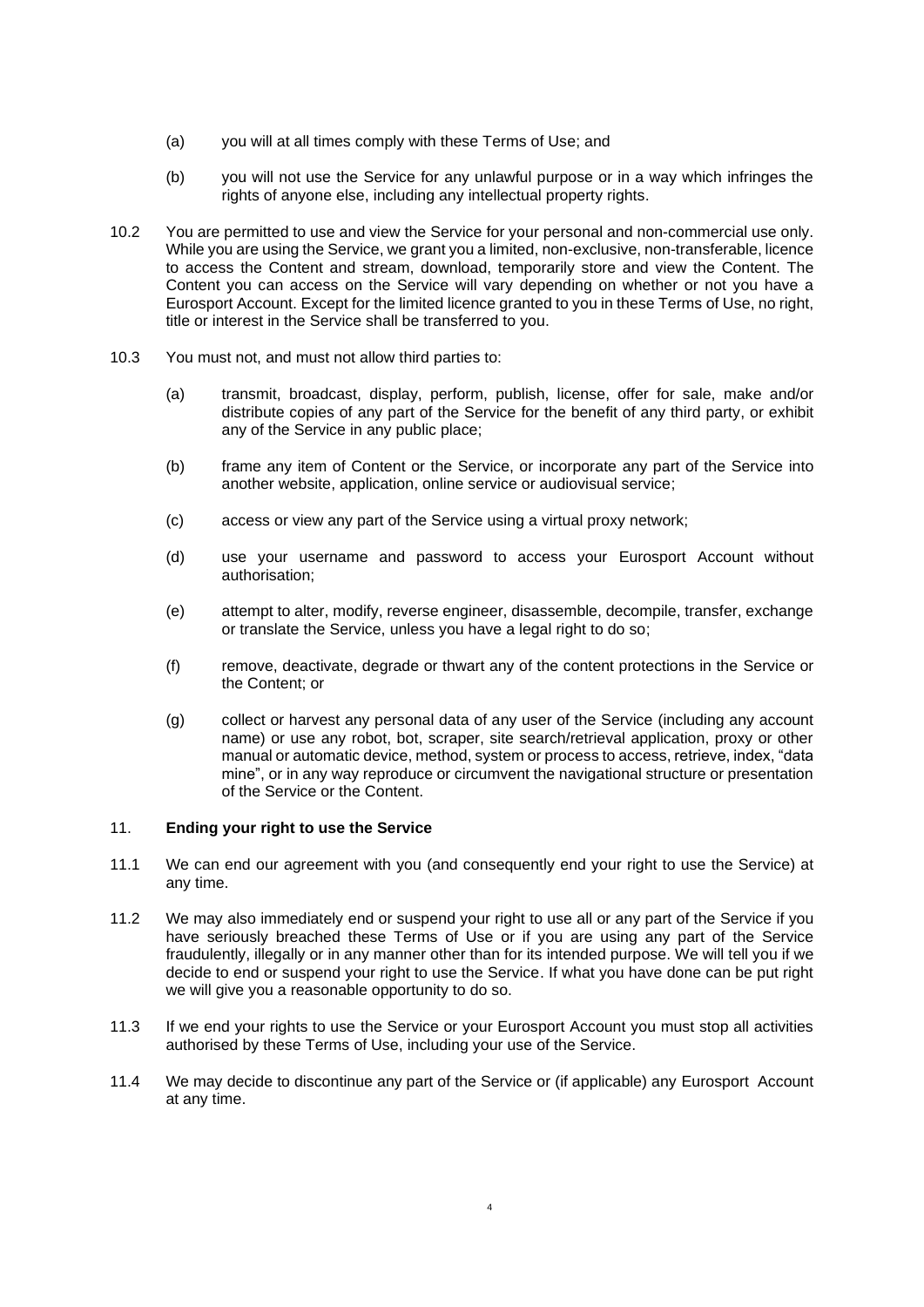(a) you will at all times comply with these Terms of Use; and

(b) you will not use the Service for any unlawful purpose or in a way which infringes the rights of anyone else, including any intellectual property rights.

10.2 You are permitted to use and view the Service for your personal and non-commercial use only. While you are using the Service, we grant you a limited, non-exclusive, non-transferable, licence to access the Content and stream, download, temporarily store and view the Content. The Content you can access on the Service will vary depending on whether or not you have a Eurosport Account. Except for the limited licence granted to you in these Terms of Use, no right, title or interest in the Service shall be transferred to you.

10.3 You must not, and must not allow third parties to:

(a) transmit, broadcast, display, perform, publish, license, offer for sale, make and/or distribute copies of any part of the Service for the benefit of any third party, or exhibit any of the Service in any public place;

(b) frame any item of Content or the Service, or incorporate any part of the Service into another website, application, online service or audiovisual service;

(c) access or view any part of the Service using a virtual proxy network;

(d) use your username and password to access your Eurosport Account without authorisation;

(e) attempt to alter, modify, reverse engineer, disassemble, decompile, transfer, exchange or translate the Service, unless you have a legal right to do so;

(f) remove, deactivate, degrade or thwart any of the content protections in the Service or the Content; or

(g) collect or harvest any personal data of any user of the Service (including any account name) or use any robot, bot, scraper, site search/retrieval application, proxy or other manual or automatic device, method, system or process to access, retrieve, index, "data mine", or in any way reproduce or circumvent the navigational structure or presentation of the Service or the Content.

## 11. **Ending your right to use the Service**

11.1 We can end our agreement with you (and consequently end your right to use the Service) at any time.

11.2 We may also immediately end or suspend your right to use all or any part of the Service if you have seriously breached these Terms of Use or if you are using any part of the Service fraudulently, illegally or in any manner other than for its intended purpose. We will tell you if we decide to end or suspend your right to use the Service. If what you have done can be put right we will give you a reasonable opportunity to do so.

11.3 If we end your rights to use the Service or your Eurosport Account you must stop all activities authorised by these Terms of Use, including your use of the Service.

11.4 We may decide to discontinue any part of the Service or (if applicable) any Eurosport Account at any time.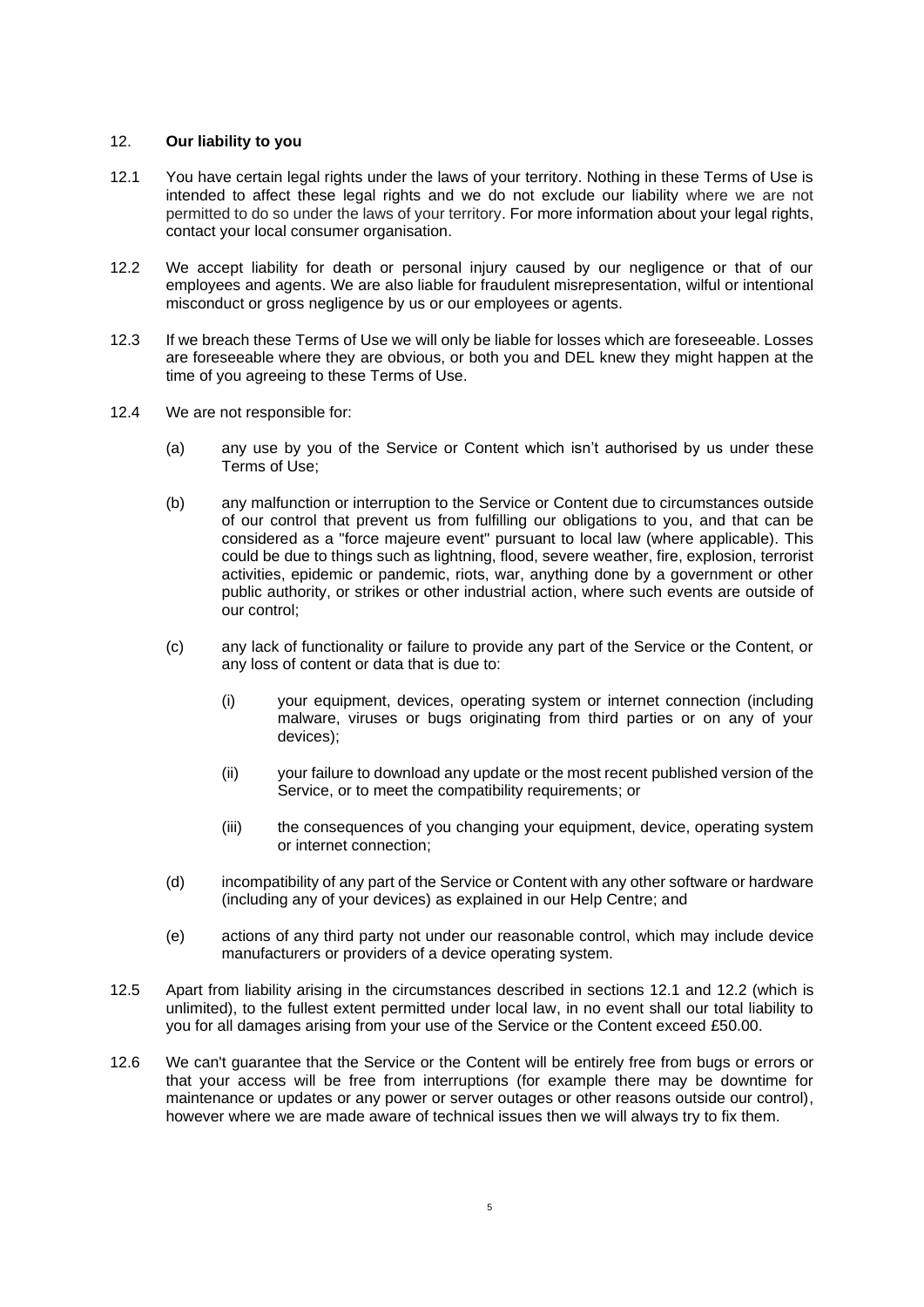## 12. **Our liability to you**

12.1 You have certain legal rights under the laws of your territory. Nothing in these Terms of Use is intended to affect these legal rights and we do not exclude our liability where we are not permitted to do so under the laws of your territory. For more information about your legal rights, contact your local consumer organisation.

12.2 We accept liability for death or personal injury caused by our negligence or that of our employees and agents. We are also liable for fraudulent misrepresentation, wilful or intentional misconduct or gross negligence by us or our employees or agents.

12.3 If we breach these Terms of Use we will only be liable for losses which are foreseeable. Losses are foreseeable where they are obvious, or both you and DEL knew they might happen at the time of you agreeing to these Terms of Use.

12.4 We are not responsible for:

(a) any use by you of the Service or Content which isn't authorised by us under these Terms of Use;

(b) any malfunction or interruption to the Service or Content due to circumstances outside of our control that prevent us from fulfilling our obligations to you, and that can be considered as a "force majeure event" pursuant to local law (where applicable). This could be due to things such as lightning, flood, severe weather, fire, explosion, terrorist activities, epidemic or pandemic, riots, war, anything done by a government or other public authority, or strikes or other industrial action, where such events are outside of our control;

(c) any lack of functionality or failure to provide any part of the Service or the Content, or any loss of content or data that is due to:

(i) your equipment, devices, operating system or internet connection (including malware, viruses or bugs originating from third parties or on any of your devices);

(ii) your failure to download any update or the most recent published version of the Service, or to meet the compatibility requirements; or

(iii) the consequences of you changing your equipment, device, operating system or internet connection;

(d) incompatibility of any part of the Service or Content with any other software or hardware (including any of your devices) as explained in our Help Centre; and

(e) actions of any third party not under our reasonable control, which may include device manufacturers or providers of a device operating system.

12.5 Apart from liability arising in the circumstances described in sections 12.1 and 12.2 (which is unlimited), to the fullest extent permitted under local law, in no event shall our total liability to you for all damages arising from your use of the Service or the Content exceed £50.00.

12.6 We can't guarantee that the Service or the Content will be entirely free from bugs or errors or that your access will be free from interruptions (for example there may be downtime for maintenance or updates or any power or server outages or other reasons outside our control), however where we are made aware of technical issues then we will always try to fix them.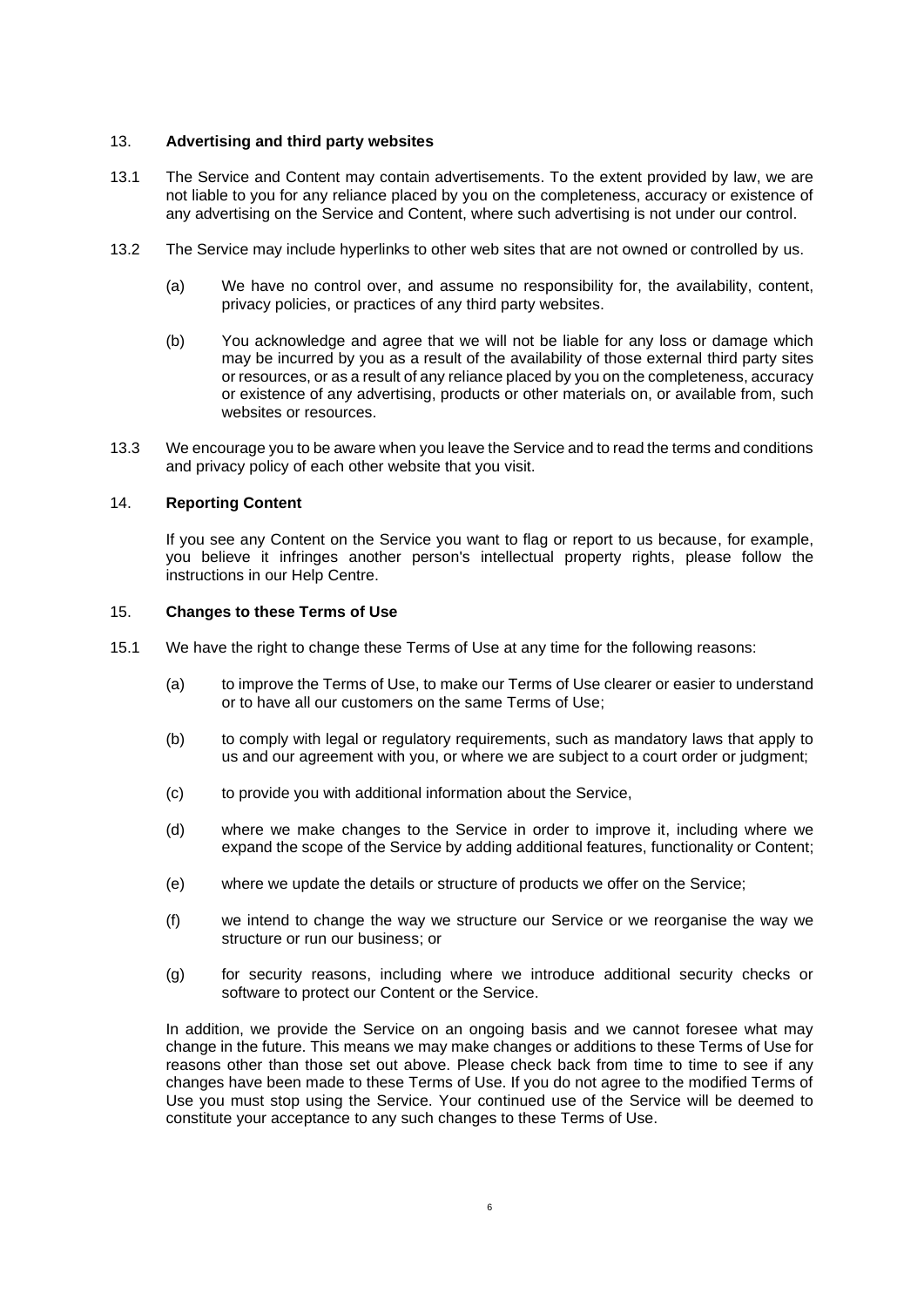## 13. Advertising and third party websites

13.1 The Service and Content may contain advertisements. To the extent provided by law, we are not liable to you for any reliance placed by you on the completeness, accuracy or existence of any advertising on the Service and Content, where such advertising is not under our control.

13.2 The Service may include hyperlinks to other web sites that are not owned or controlled by us.

(a) We have no control over, and assume no responsibility for, the availability, content, privacy policies, or practices of any third party websites.

(b) You acknowledge and agree that we will not be liable for any loss or damage which may be incurred by you as a result of the availability of those external third party sites or resources, or as a result of any reliance placed by you on the completeness, accuracy or existence of any advertising, products or other materials on, or available from, such websites or resources.

13.3 We encourage you to be aware when you leave the Service and to read the terms and conditions and privacy policy of each other website that you visit.

## 14. Reporting Content

If you see any Content on the Service you want to flag or report to us because, for example, you believe it infringes another person's intellectual property rights, please follow the instructions in our Help Centre.

## 15. Changes to these Terms of Use

15.1 We have the right to change these Terms of Use at any time for the following reasons:

(a) to improve the Terms of Use, to make our Terms of Use clearer or easier to understand or to have all our customers on the same Terms of Use;

(b) to comply with legal or regulatory requirements, such as mandatory laws that apply to us and our agreement with you, or where we are subject to a court order or judgment;

(c) to provide you with additional information about the Service,

(d) where we make changes to the Service in order to improve it, including where we expand the scope of the Service by adding additional features, functionality or Content;

(e) where we update the details or structure of products we offer on the Service;

(f) we intend to change the way we structure our Service or we reorganise the way we structure or run our business; or

(g) for security reasons, including where we introduce additional security checks or software to protect our Content or the Service.

In addition, we provide the Service on an ongoing basis and we cannot foresee what may change in the future. This means we may make changes or additions to these Terms of Use for reasons other than those set out above. Please check back from time to time to see if any changes have been made to these Terms of Use. If you do not agree to the modified Terms of Use you must stop using the Service. Your continued use of the Service will be deemed to constitute your acceptance to any such changes to these Terms of Use.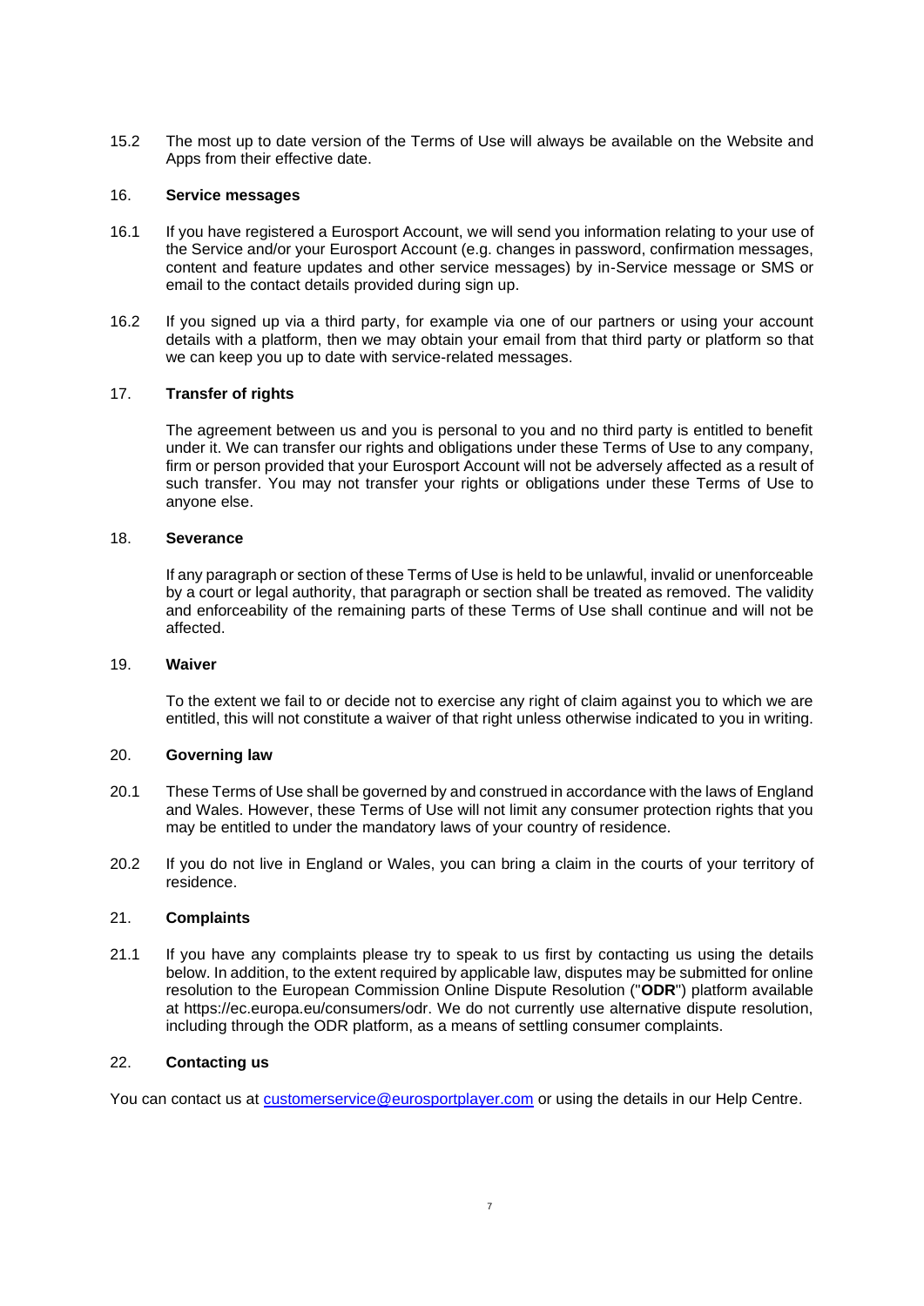15.2 The most up to date version of the Terms of Use will always be available on the Website and Apps from their effective date.

## 16. Service messages

16.1 If you have registered a Eurosport Account, we will send you information relating to your use of the Service and/or your Eurosport Account (e.g. changes in password, confirmation messages, content and feature updates and other service messages) by in-Service message or SMS or email to the contact details provided during sign up.

16.2 If you signed up via a third party, for example via one of our partners or using your account details with a platform, then we may obtain your email from that third party or platform so that we can keep you up to date with service-related messages.

## 17. Transfer of rights

The agreement between us and you is personal to you and no third party is entitled to benefit under it. We can transfer our rights and obligations under these Terms of Use to any company, firm or person provided that your Eurosport Account will not be adversely affected as a result of such transfer. You may not transfer your rights or obligations under these Terms of Use to anyone else.

## 18. Severance

If any paragraph or section of these Terms of Use is held to be unlawful, invalid or unenforceable by a court or legal authority, that paragraph or section shall be treated as removed. The validity and enforceability of the remaining parts of these Terms of Use shall continue and will not be affected.

## 19. Waiver

To the extent we fail to or decide not to exercise any right of claim against you to which we are entitled, this will not constitute a waiver of that right unless otherwise indicated to you in writing.

## 20. Governing law

20.1 These Terms of Use shall be governed by and construed in accordance with the laws of England and Wales. However, these Terms of Use will not limit any consumer protection rights that you may be entitled to under the mandatory laws of your country of residence.

20.2 If you do not live in England or Wales, you can bring a claim in the courts of your territory of residence.

## 21. Complaints

21.1 If you have any complaints please try to speak to us first by contacting us using the details below. In addition, to the extent required by applicable law, disputes may be submitted for online resolution to the European Commission Online Dispute Resolution ("**ODR**") platform available at https://ec.europa.eu/consumers/odr. We do not currently use alternative dispute resolution, including through the ODR platform, as a means of settling consumer complaints.

## 22. Contacting us

You can contact us at [customerservice@eurosportplayer.com](mailto:customerservice@eurosportplayer.com) or using the details in our Help Centre.